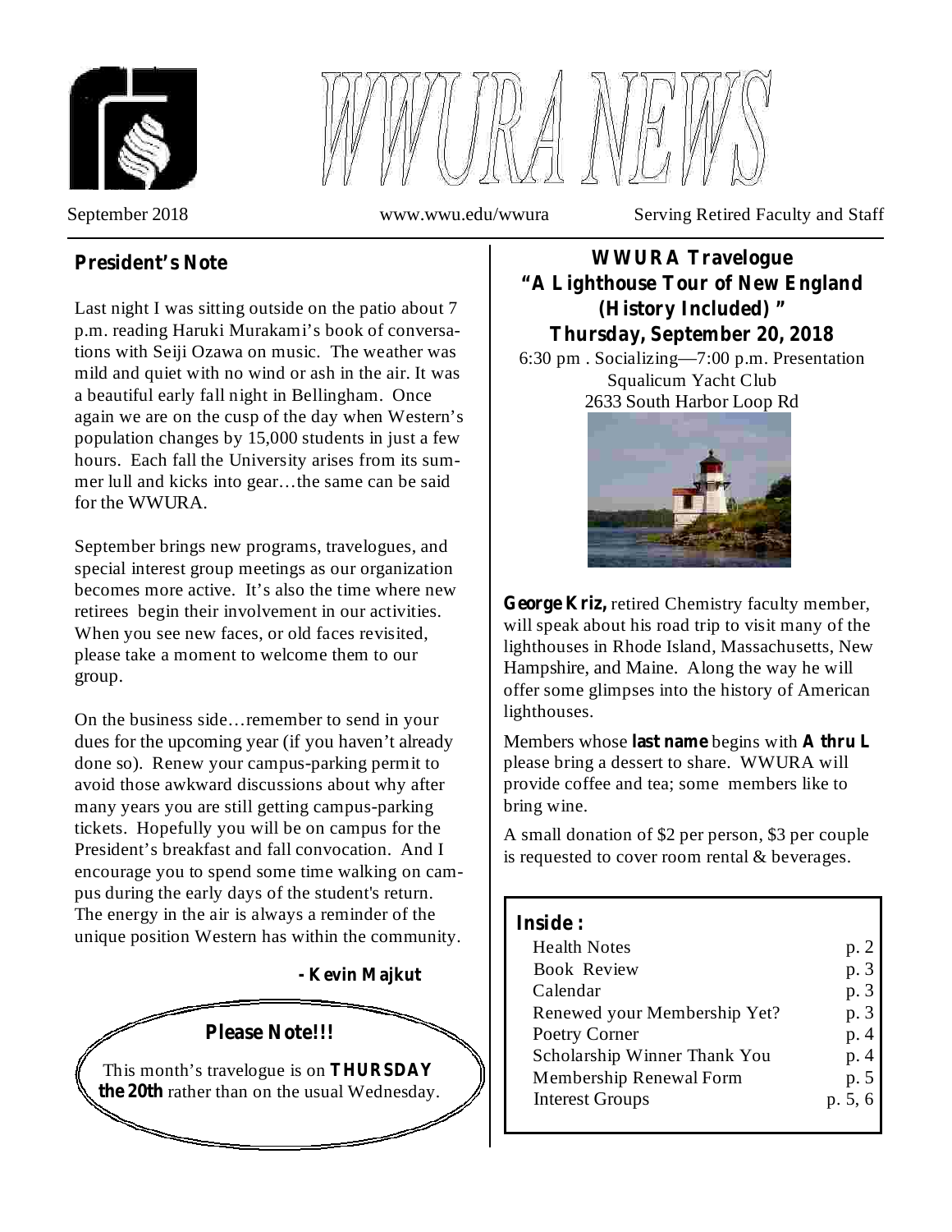# WWURA NEWS

September 2018 | www.wwu.edu/wwura | Serving Retired Faculty and Staff

## President's Note

Last night I was sitting outside on the patio about 7 p.m. reading Haruki Murakami's book of conversations with Seiji Ozawa on music. The weather was mild and quiet with no wind or ash in the air. It was a beautiful early fall night in Bellingham. Once again we are on the cusp of the day when Western's population changes by 15,000 students in just a few hours. Each fall the University arises from its summer lull and kicks into gear…the same can be said for the WWURA.

September brings new programs, travelogues, and special interest group meetings as our organization becomes more active. It's also the time where new retirees begin their involvement in our activities. When you see new faces, or old faces revisited, please take a moment to welcome them to our group.

On the business side…remember to send in your dues for the upcoming year (if you haven't already done so). Renew your campus-parking permit to avoid those awkward discussions about why after many years you are still getting campus-parking tickets. Hopefully you will be on campus for the President's breakfast and fall convocation. And I encourage you to spend some time walking on campus during the early days of the student's return. The energy in the air is always a reminder of the unique position Western has within the community.

**- Kevin Majkut**

**Please Note!!!**

This month's travelogue is on **THURSDAY the 20th** rather than on the usual Wednesday.

## WWURA Travelogue "A Lighthouse Tour of New England (History Included)" Thursday, September 20, 2018

6:30 pm . Socializing—7:00 p.m. Presentation
Squalicum Yacht Club
2633 South Harbor Loop Rd

**George Kriz,** retired Chemistry faculty member, will speak about his road trip to visit many of the lighthouses in Rhode Island, Massachusetts, New Hampshire, and Maine. Along the way he will offer some glimpses into the history of American lighthouses.

Members whose **last name** begins with **A thru L** please bring a dessert to share. WWURA will provide coffee and tea; some members like to bring wine.

A small donation of $2 per person, $3 per couple is requested to cover room rental & beverages.

**Inside :**

| | |
|---|---|
| Health Notes | p. 2 |
| Book Review | p. 3 |
| Calendar | p. 3 |
| Renewed your Membership Yet? | p. 3 |
| Poetry Corner | p. 4 |
| Scholarship Winner Thank You | p. 4 |
| Membership Renewal Form | p. 5 |
| Interest Groups | p. 5, 6 |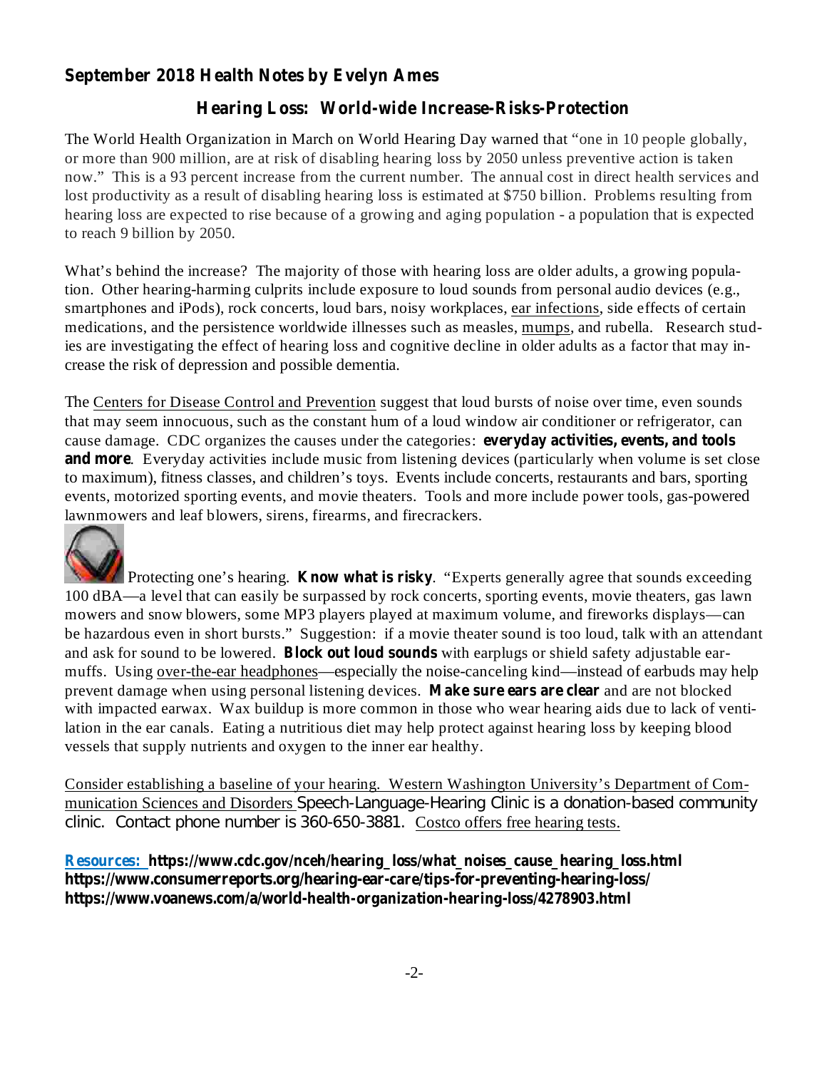**September 2018 Health Notes by Evelyn Ames**

## Hearing Loss: World-wide Increase-Risks-Protection

The World Health Organization in March on World Hearing Day warned that "one in 10 people globally, or more than 900 million, are at risk of disabling hearing loss by 2050 unless preventive action is taken now." This is a 93 percent increase from the current number. The annual cost in direct health services and lost productivity as a result of disabling hearing loss is estimated at $750 billion. Problems resulting from hearing loss are expected to rise because of a growing and aging population - a population that is expected to reach 9 billion by 2050.

What's behind the increase? The majority of those with hearing loss are older adults, a growing population. Other hearing-harming culprits include exposure to loud sounds from personal audio devices (e.g., smartphones and iPods), rock concerts, loud bars, noisy workplaces, ear infections, side effects of certain medications, and the persistence worldwide illnesses such as measles, mumps, and rubella. Research studies are investigating the effect of hearing loss and cognitive decline in older adults as a factor that may increase the risk of depression and possible dementia.

The Centers for Disease Control and Prevention suggest that loud bursts of noise over time, even sounds that may seem innocuous, such as the constant hum of a loud window air conditioner or refrigerator, can cause damage. CDC organizes the causes under the categories: **everyday activities, events, and tools and more**. Everyday activities include music from listening devices (particularly when volume is set close to maximum), fitness classes, and children's toys. Events include concerts, restaurants and bars, sporting events, motorized sporting events, and movie theaters. Tools and more include power tools, gas-powered lawnmowers and leaf blowers, sirens, firearms, and firecrackers.

Protecting one's hearing. **Know what is risky**. "Experts generally agree that sounds exceeding 100 dBA—a level that can be easily be surpassed by rock concerts, sporting events, movie theaters, gas lawn mowers and snow blowers, some MP3 players played at maximum volume, and fireworks displays—can be hazardous even in short bursts." Suggestion: if a movie theater sound is too loud, talk with an attendant and ask for sound to be lowered. **Block out loud sounds** with earplugs or shield safety adjustable earmuffs. Using over-the-ear headphones—especially the noise-canceling kind—instead of earbuds may help prevent damage when using personal listening devices. **Make sure ears are clear** and are not blocked with impacted earwax. Wax buildup is more common in those who wear hearing aids due to lack of ventilation in the ear canals. Eating a nutritious diet may help protect against hearing loss by keeping blood vessels that supply nutrients and oxygen to the inner ear healthy.

Consider establishing a baseline of your hearing. Western Washington University's Department of Communication Sciences and Disorders Speech-Language-Hearing Clinic is a donation-based community clinic. Contact phone number is 360-650-3881. Costco offers free hearing tests.

**Resources:** **https://www.cdc.gov/nceh/hearing_loss/what_noises_cause_hearing_loss.html**
**https://www.consumerreports.org/hearing-ear-care/tips-for-preventing-hearing-loss/**
**https://www.voanews.com/a/world-health-organization-hearing-loss/4278903.html**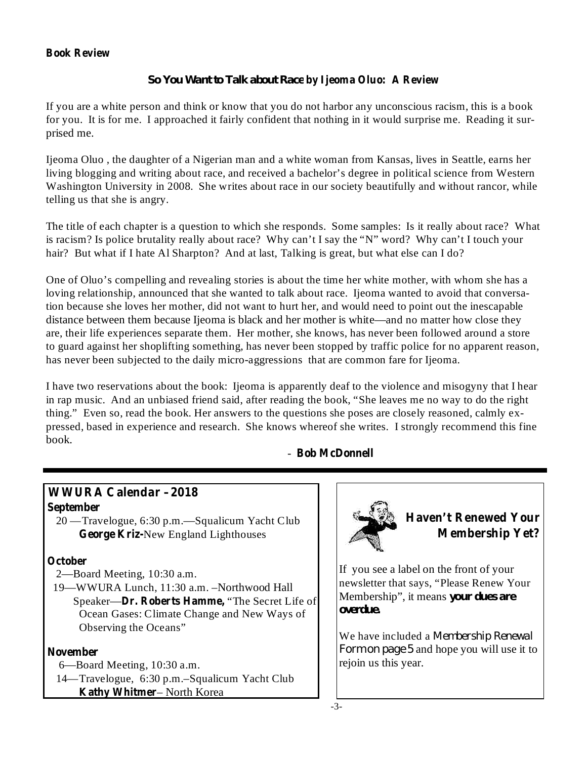**Book Review**

## *So You Want to Talk about Race* by Ijeoma Oluo: A Review

If you are a white person and think or know that you do not harbor any unconscious racism, this is a book for you. It is for me. I approached it fairly confident that nothing in it would surprise me. Reading it surprised me.

Ijeoma Oluo , the daughter of a Nigerian man and a white woman from Kansas, lives in Seattle, earns her living blogging and writing about race, and received a bachelor's degree in political science from Western Washington University in 2008. She writes about race in our society beautifully and without rancor, while telling us that she is angry.

The title of each chapter is a question to which she responds. Some samples: Is it really about race? What is racism? Is police brutality really about race? Why can't I say the "N" word? Why can't I touch your hair? But what if I hate Al Sharpton? And at last, Talking is great, but what else can I do?

One of Oluo's compelling and revealing stories is about the time her white mother, with whom she has a loving relationship, announced that she wanted to talk about race. Ijeoma wanted to avoid that conversation because she loves her mother, did not want to hurt her, and would need to point out the inescapable distance between them because Ijeoma is black and her mother is white—and no matter how close they are, their life experiences separate them. Her mother, she knows, has never been followed around a store to guard against her shoplifting something, has never been stopped by traffic police for no apparent reason, has never been subjected to the daily micro-aggressions that are common fare for Ijeoma.

I have two reservations about the book: Ijeoma is apparently deaf to the violence and misogyny that I hear in rap music. And an unbiased friend said, after reading the book, "She leaves me no way to do the right thing." Even so, read the book. Her answers to the questions she poses are closely reasoned, calmly expressed, based in experience and research. She knows whereof she writes. I strongly recommend this fine book.

\- **Bob McDonnell**

---

## WWURA Calendar – 2018

**September**

20 —Travelogue, 6:30 p.m.—Squalicum Yacht Club
**George Kriz-**New England Lighthouses

**October**

2—Board Meeting, 10:30 a.m.

19—WWURA Lunch, 11:30 a.m. –Northwood Hall
Speaker—**Dr. Roberts Hamme,** "The Secret Life of Ocean Gases: Climate Change and New Ways of Observing the Oceans"

**November**

6—Board Meeting, 10:30 a.m.

14—Travelogue, 6:30 p.m.–Squalicum Yacht Club
**Kathy Whitmer**– North Korea

## Haven't Renewed Your Membership Yet?

If you see a label on the front of your newsletter that says, "Please Renew Your Membership", it means **your dues are overdue.**

We have included a *Membership Renewal Form on page 5* and hope you will use it to rejoin us this year.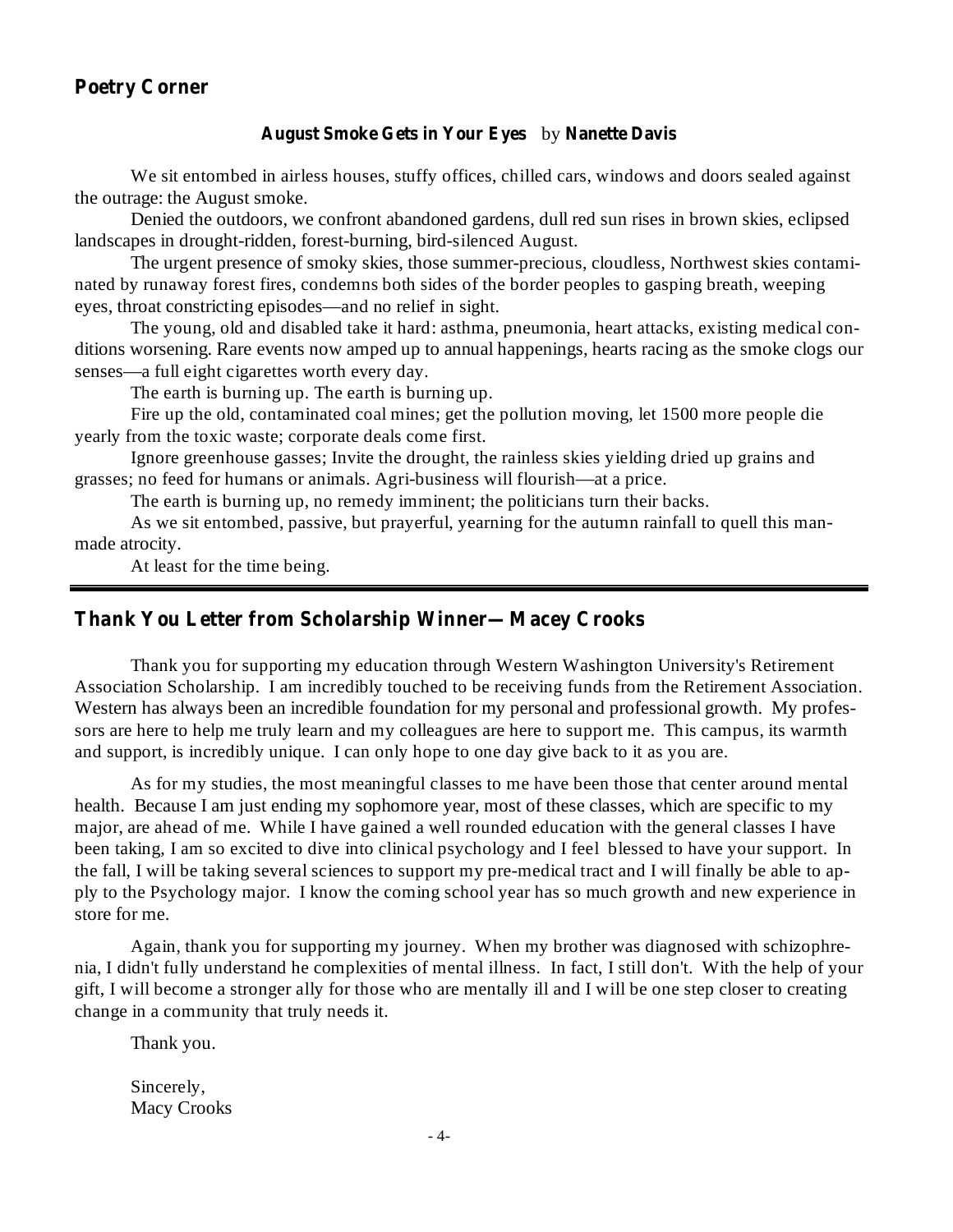## Poetry Corner

**August Smoke Gets in Your Eyes** by **Nanette Davis**

We sit entombed in airless houses, stuffy offices, chilled cars, windows and doors sealed against the outrage: the August smoke.

Denied the outdoors, we confront abandoned gardens, dull red sun rises in brown skies, eclipsed landscapes in drought-ridden, forest-burning, bird-silenced August.

The urgent presence of smoky skies, those summer-precious, cloudless, Northwest skies contaminated by runaway forest fires, condemns both sides of the border peoples to gasping breath, weeping eyes, throat constricting episodes—and no relief in sight.

The young, old and disabled take it hard: asthma, pneumonia, heart attacks, existing medical conditions worsening. Rare events now amped up to annual happenings, hearts racing as the smoke clogs our senses—a full eight cigarettes worth every day.

The earth is burning up. The earth is burning up.

Fire up the old, contaminated coal mines; get the pollution moving, let 1500 more people die yearly from the toxic waste; corporate deals come first.

Ignore greenhouse gasses; Invite the drought, the rainless skies yielding dried up grains and grasses; no feed for humans or animals. Agri-business will flourish—at a price.

The earth is burning up, no remedy imminent; the politicians turn their backs.

As we sit entombed, passive, but prayerful, yearning for the autumn rainfall to quell this man-made atrocity.

At least for the time being.

---

## Thank You Letter from Scholarship Winner—Macey Crooks

Thank you for supporting my education through Western Washington University's Retirement Association Scholarship. I am incredibly touched to be receiving funds from the Retirement Association. Western has always been an incredible foundation for my personal and professional growth. My professors are here to help me truly learn and my colleagues are here to support me. This campus, its warmth and support, is incredibly unique. I can only hope to one day give back to it as you are.

As for my studies, the most meaningful classes to me have been those that center around mental health. Because I am just ending my sophomore year, most of these classes, which are specific to my major, are ahead of me. While I have gained a well rounded education with the general classes I have been taking, I am so excited to dive into clinical psychology and I feel blessed to have your support. In the fall, I will be taking several sciences to support my pre-medical tract and I will finally be able to apply to the Psychology major. I know the coming school year has so much growth and new experience in store for me.

Again, thank you for supporting my journey. When my brother was diagnosed with schizophrenia, I didn't fully understand he complexities of mental illness. In fact, I still don't. With the help of your gift, I will become a stronger ally for those who are mentally ill and I will be one step closer to creating change in a community that truly needs it.

Thank you.

Sincerely,
Macy Crooks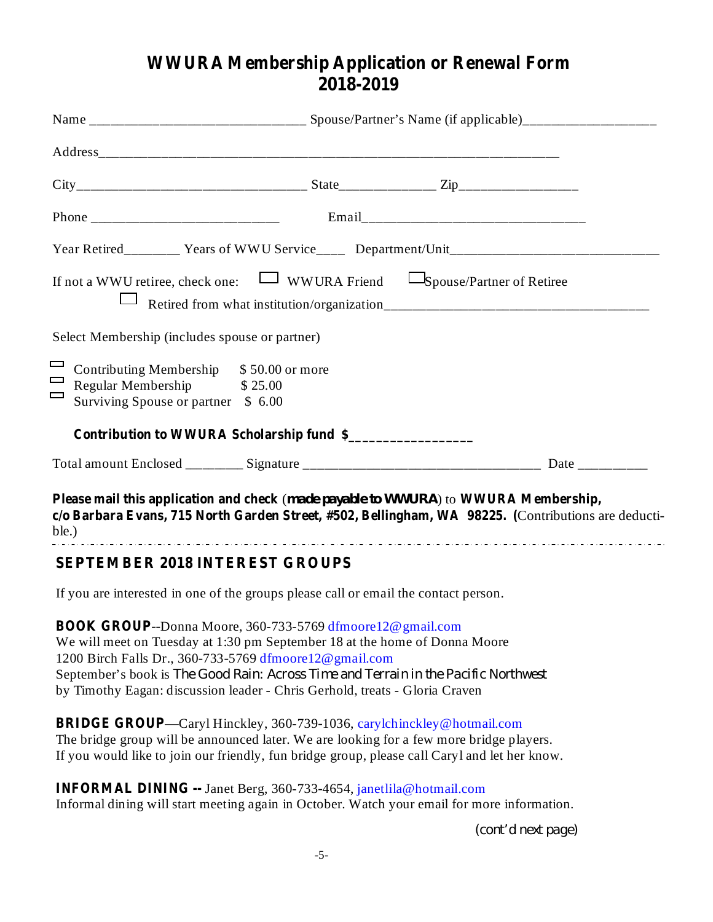# WWURA Membership Application or Renewal Form 2018-2019

Name ______________________________ Spouse/Partner's Name (if applicable)___________________

Address_________________________________________________________________

City_________________________________ State______________ Zip_________________

Phone ___________________________ Email_________________________________

Year Retired________ Years of WWU Service____ Department/Unit_____________________________

If not a WWU retiree, check one: ☐ WWURA Friend ☐ Spouse/Partner of Retiree

☐ Retired from what institution/organization_______________________________________

Select Membership (includes spouse or partner)

- ☐ Contributing Membership $ 50.00 or more
- ☐ Regular Membership $ 25.00
- ☐ Surviving Spouse or partner $ 6.00

**Contribution to WWURA Scholarship fund $_________________**

Total amount Enclosed ________ Signature __________________________________ Date __________

**Please mail this application and check** (**made payable to WWURA**) to **WWURA Membership, c/o Barbara Evans, 715 North Garden Street, #502, Bellingham, WA 98225.** (Contributions are deductible.)

---

## SEPTEMBER 2018 INTEREST GROUPS

If you are interested in one of the groups please call or email the contact person.

**BOOK GROUP**--Donna Moore, 360-733-5769 dfmoore12@gmail.com
We will meet on Tuesday at 1:30 pm September 18 at the home of Donna Moore
1200 Birch Falls Dr., 360-733-5769 dfmoore12@gmail.com
September's book is *The Good Rain: Across Time and Terrain in the Pacific Northwest*
by Timothy Eagan: discussion leader - Chris Gerhold, treats - Gloria Craven

**BRIDGE GROUP**—Caryl Hinckley, 360-739-1036, carylchinckley@hotmail.com
The bridge group will be announced later. We are looking for a few more bridge players.
If you would like to join our friendly, fun bridge group, please call Caryl and let her know.

**INFORMAL DINING --** Janet Berg, 360-733-4654, janetlila@hotmail.com
Informal dining will start meeting again in October. Watch your email for more information.

(cont'd next page)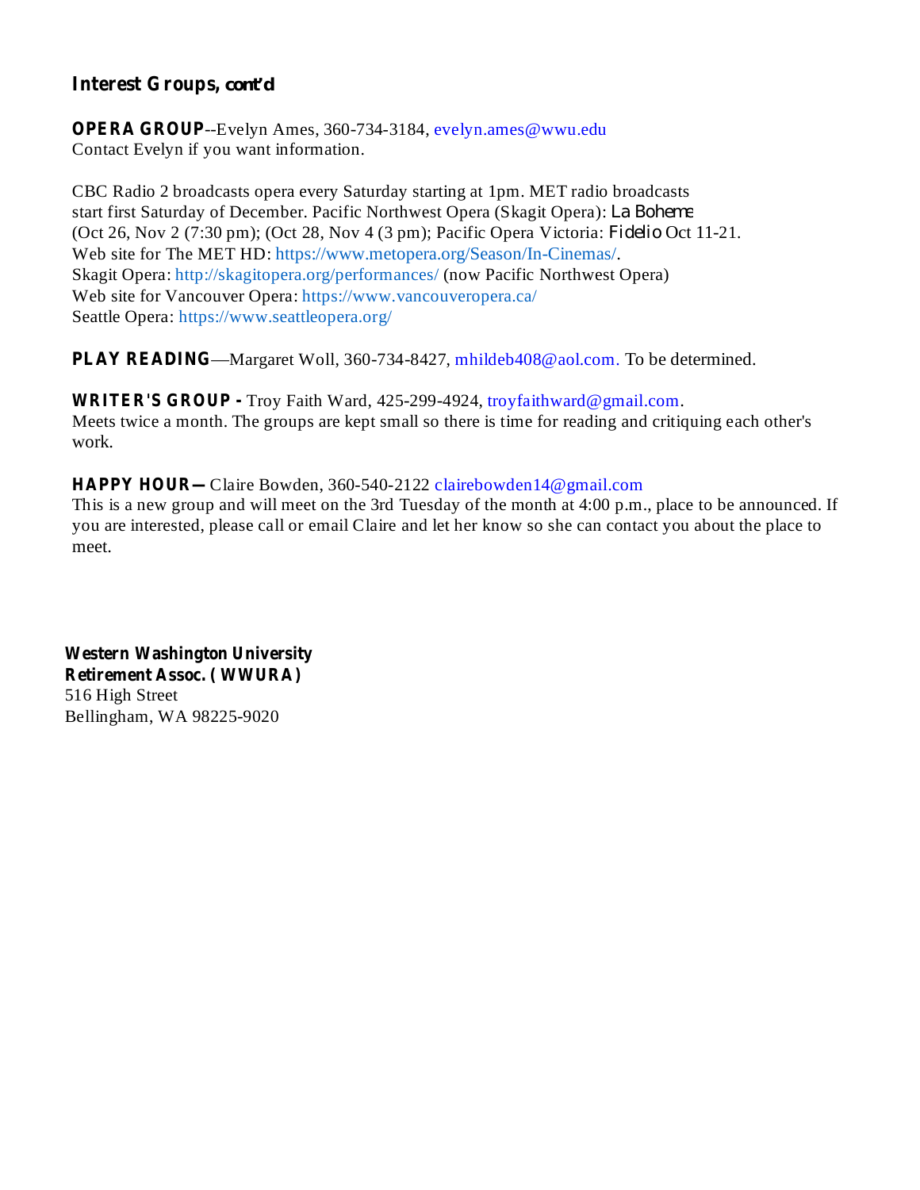## Interest Groups, cont'd

**OPERA GROUP**--Evelyn Ames, 360-734-3184, evelyn.ames@wwu.edu
Contact Evelyn if you want information.

CBC Radio 2 broadcasts opera every Saturday starting at 1pm. MET radio broadcasts start first Saturday of December. Pacific Northwest Opera (Skagit Opera): *La Boheme* (Oct 26, Nov 2 (7:30 pm); (Oct 28, Nov 4 (3 pm); Pacific Opera Victoria: *Fidelio* Oct 11-21.
Web site for The MET HD: https://www.metopera.org/Season/In-Cinemas/.
Skagit Opera: http://skagitopera.org/performances/ (now Pacific Northwest Opera)
Web site for Vancouver Opera: https://www.vancouveropera.ca/
Seattle Opera: https://www.seattleopera.org/

**PLAY READING**—Margaret Woll, 360-734-8427, mhildeb408@aol.com. To be determined.

**WRITER'S GROUP -** Troy Faith Ward, 425-299-4924, troyfaithward@gmail.com.
Meets twice a month. The groups are kept small so there is time for reading and critiquing each other's work.

**HAPPY HOUR—** Claire Bowden, 360-540-2122 clairebowden14@gmail.com
This is a new group and will meet on the 3rd Tuesday of the month at 4:00 p.m., place to be announced. If you are interested, please call or email Claire and let her know so she can contact you about the place to meet.

**Western Washington University**
**Retirement Assoc. (WWURA)**
516 High Street
Bellingham, WA 98225-9020